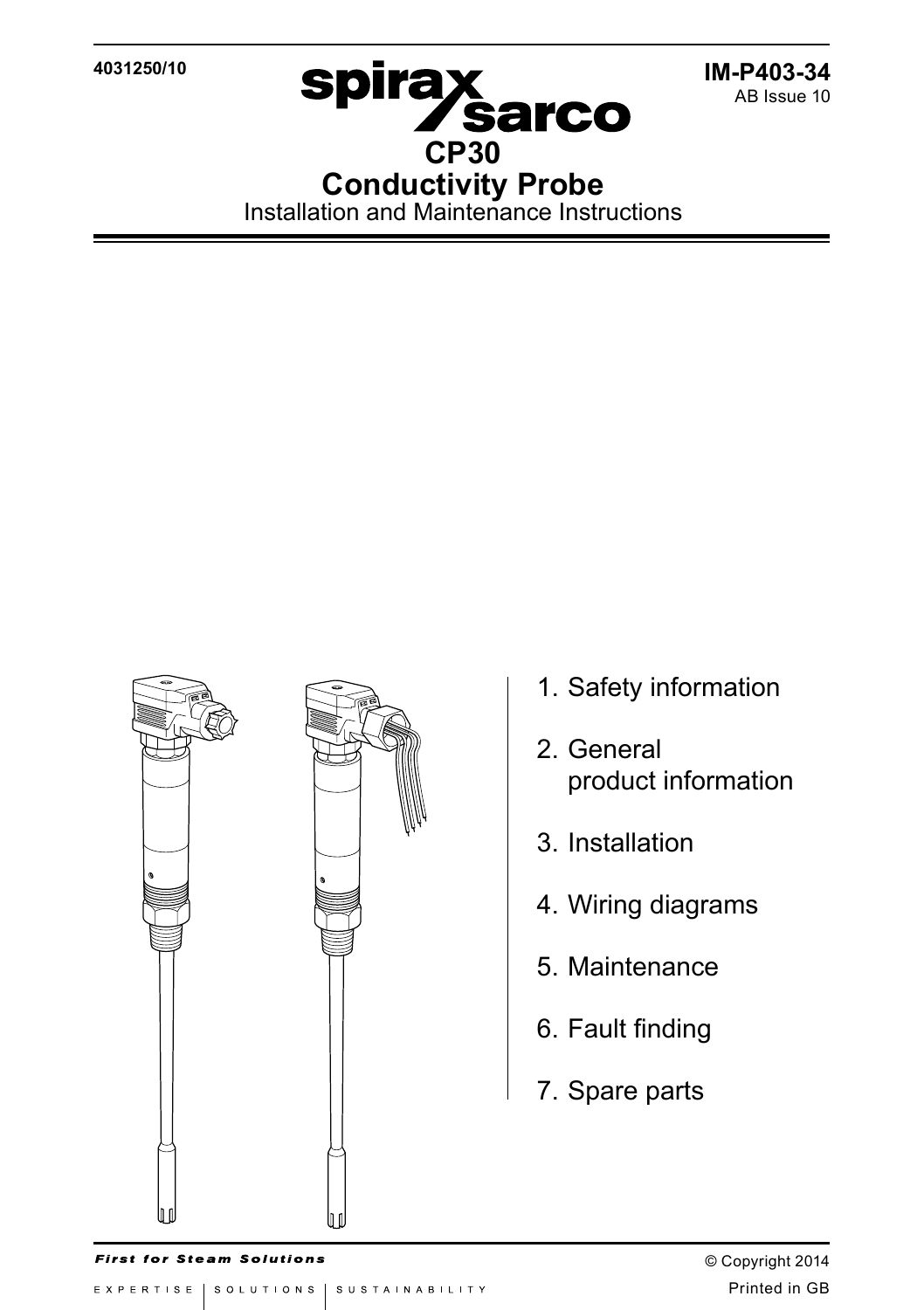4031250/10

IM-P403-34
AB Issue 10

spirax sarco

# CP30
# Conductivity Probe

Installation and Maintenance Instructions

1. Safety information
2. General product information
3. Installation
4. Wiring diagrams
5. Maintenance
6. Fault finding
7. Spare parts

*First for Steam Solutions*

© Copyright 2014

EXPERTISE | SOLUTIONS | SUSTAINABILITY

Printed in GB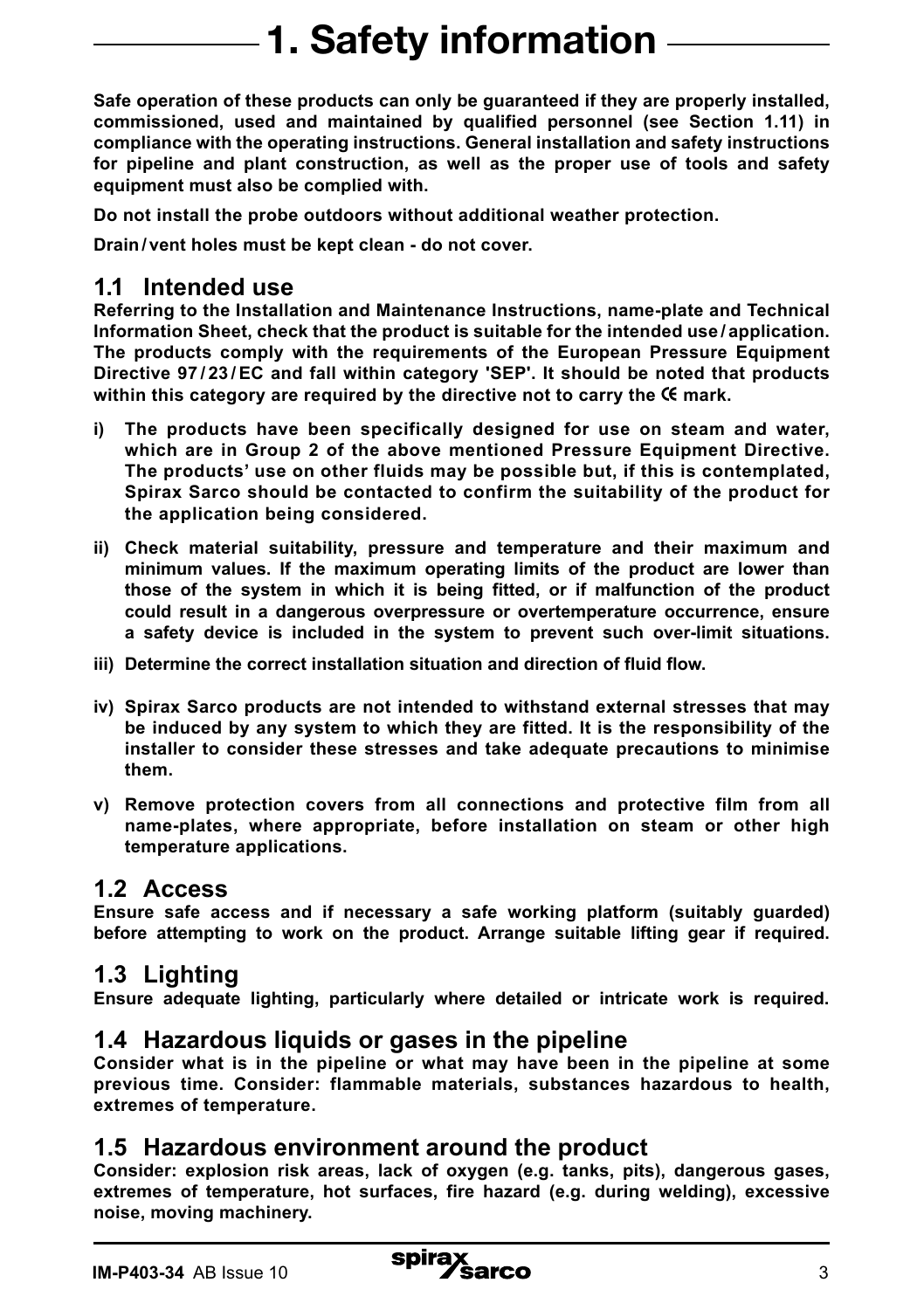# 1. Safety information

**Safe operation of these products can only be guaranteed if they are properly installed, commissioned, used and maintained by qualified personnel (see Section 1.11) in compliance with the operating instructions. General installation and safety instructions for pipeline and plant construction, as well as the proper use of tools and safety equipment must also be complied with.**

**Do not install the probe outdoors without additional weather protection.**

**Drain / vent holes must be kept clean - do not cover.**

## 1.1 Intended use

**Referring to the Installation and Maintenance Instructions, name-plate and Technical Information Sheet, check that the product is suitable for the intended use / application. The products comply with the requirements of the European Pressure Equipment Directive 97 / 23 / EC and fall within category 'SEP'. It should be noted that products within this category are required by the directive not to carry the CE mark.**

- **i) The products have been specifically designed for use on steam and water, which are in Group 2 of the above mentioned Pressure Equipment Directive. The products' use on other fluids may be possible but, if this is contemplated, Spirax Sarco should be contacted to confirm the suitability of the product for the application being considered.**
- **ii) Check material suitability, pressure and temperature and their maximum and minimum values. If the maximum operating limits of the product are lower than those of the system in which it is being fitted, or if malfunction of the product could result in a dangerous overpressure or overtemperature occurrence, ensure a safety device is included in the system to prevent such over-limit situations.**
- **iii) Determine the correct installation situation and direction of fluid flow.**
- **iv) Spirax Sarco products are not intended to withstand external stresses that may be induced by any system to which they are fitted. It is the responsibility of the installer to consider these stresses and take adequate precautions to minimise them.**
- **v) Remove protection covers from all connections and protective film from all name-plates, where appropriate, before installation on steam or other high temperature applications.**

## 1.2 Access

**Ensure safe access and if necessary a safe working platform (suitably guarded) before attempting to work on the product. Arrange suitable lifting gear if required.**

## 1.3 Lighting

**Ensure adequate lighting, particularly where detailed or intricate work is required.**

## 1.4 Hazardous liquids or gases in the pipeline

**Consider what is in the pipeline or what may have been in the pipeline at some previous time. Consider: flammable materials, substances hazardous to health, extremes of temperature.**

## 1.5 Hazardous environment around the product

**Consider: explosion risk areas, lack of oxygen (e.g. tanks, pits), dangerous gases, extremes of temperature, hot surfaces, fire hazard (e.g. during welding), excessive noise, moving machinery.**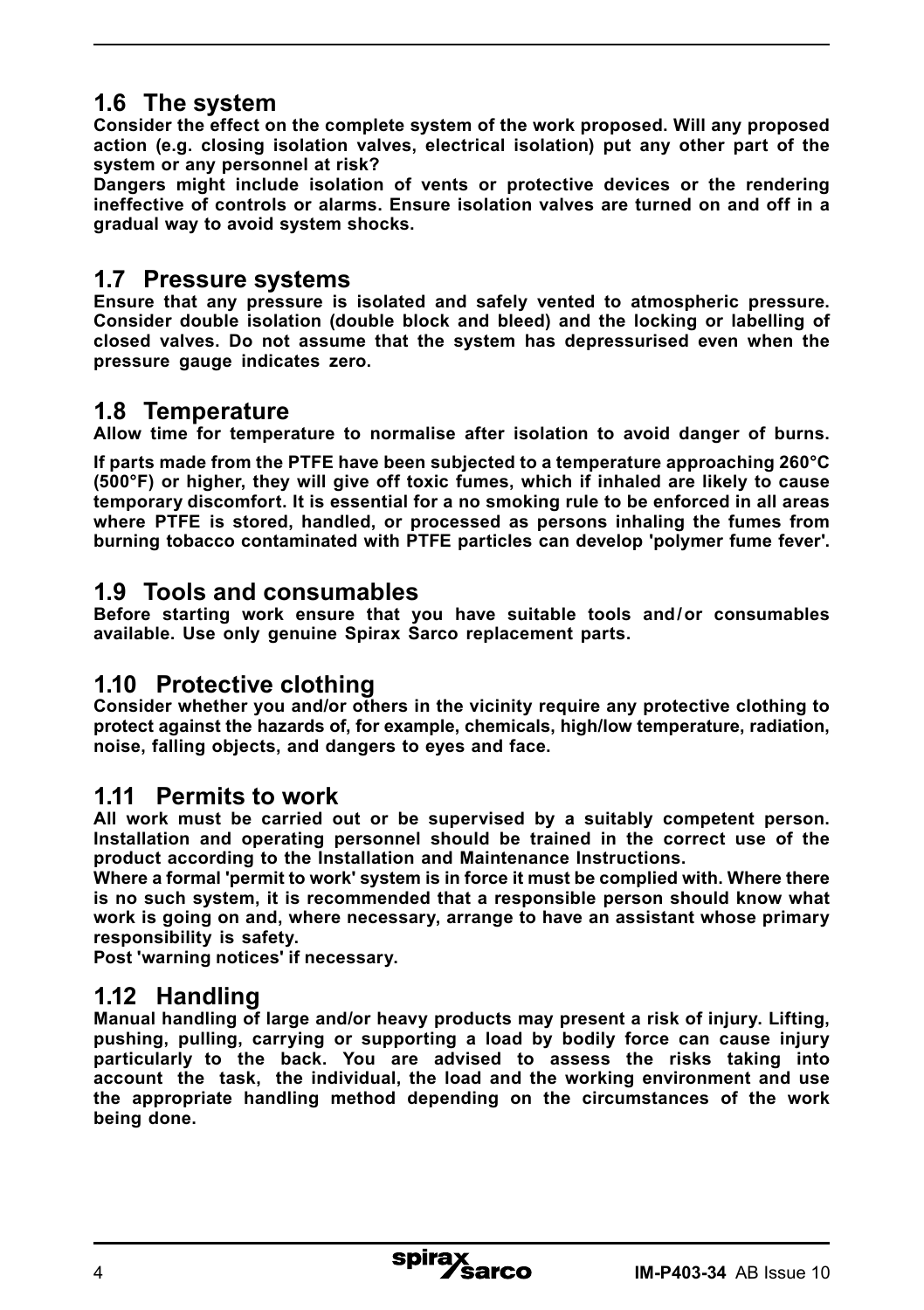## 1.6 The system

**Consider the effect on the complete system of the work proposed. Will any proposed action (e.g. closing isolation valves, electrical isolation) put any other part of the system or any personnel at risk?**

**Dangers might include isolation of vents or protective devices or the rendering ineffective of controls or alarms. Ensure isolation valves are turned on and off in a gradual way to avoid system shocks.**

## 1.7 Pressure systems

**Ensure that any pressure is isolated and safely vented to atmospheric pressure. Consider double isolation (double block and bleed) and the locking or labelling of closed valves. Do not assume that the system has depressurised even when the pressure gauge indicates zero.**

## 1.8 Temperature

**Allow time for temperature to normalise after isolation to avoid danger of burns.**

**If parts made from the PTFE have been subjected to a temperature approaching 260°C (500°F) or higher, they will give off toxic fumes, which if inhaled are likely to cause temporary discomfort. It is essential for a no smoking rule to be enforced in all areas where PTFE is stored, handled, or processed as persons inhaling the fumes from burning tobacco contaminated with PTFE particles can develop 'polymer fume fever'.**

## 1.9 Tools and consumables

**Before starting work ensure that you have suitable tools and/or consumables available. Use only genuine Spirax Sarco replacement parts.**

## 1.10 Protective clothing

**Consider whether you and/or others in the vicinity require any protective clothing to protect against the hazards of, for example, chemicals, high/low temperature, radiation, noise, falling objects, and dangers to eyes and face.**

## 1.11 Permits to work

**All work must be carried out or be supervised by a suitably competent person. Installation and operating personnel should be trained in the correct use of the product according to the Installation and Maintenance Instructions.**

**Where a formal 'permit to work' system is in force it must be complied with. Where there is no such system, it is recommended that a responsible person should know what work is going on and, where necessary, arrange to have an assistant whose primary responsibility is safety.**

**Post 'warning notices' if necessary.**

## 1.12 Handling

**Manual handling of large and/or heavy products may present a risk of injury. Lifting, pushing, pulling, carrying or supporting a load by bodily force can cause injury particularly to the back. You are advised to assess the risks taking into account the task, the individual, the load and the working environment and use the appropriate handling method depending on the circumstances of the work being done.**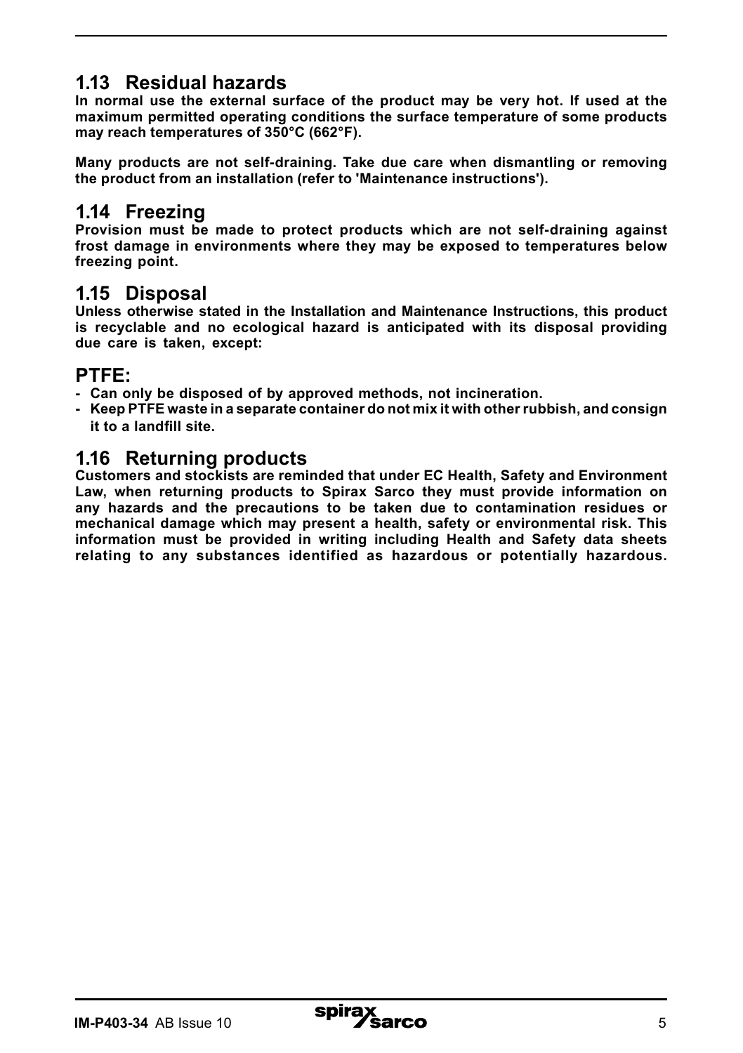## 1.13 Residual hazards

**In normal use the external surface of the product may be very hot. If used at the maximum permitted operating conditions the surface temperature of some products may reach temperatures of 350°C (662°F).**

**Many products are not self-draining. Take due care when dismantling or removing the product from an installation (refer to 'Maintenance instructions').**

## 1.14 Freezing

**Provision must be made to protect products which are not self-draining against frost damage in environments where they may be exposed to temperatures below freezing point.**

## 1.15 Disposal

**Unless otherwise stated in the Installation and Maintenance Instructions, this product is recyclable and no ecological hazard is anticipated with its disposal providing due care is taken, except:**

## PTFE:

- **Can only be disposed of by approved methods, not incineration.**
- **Keep PTFE waste in a separate container do not mix it with other rubbish, and consign it to a landfill site.**

## 1.16 Returning products

**Customers and stockists are reminded that under EC Health, Safety and Environment Law, when returning products to Spirax Sarco they must provide information on any hazards and the precautions to be taken due to contamination residues or mechanical damage which may present a health, safety or environmental risk. This information must be provided in writing including Health and Safety data sheets relating to any substances identified as hazardous or potentially hazardous.**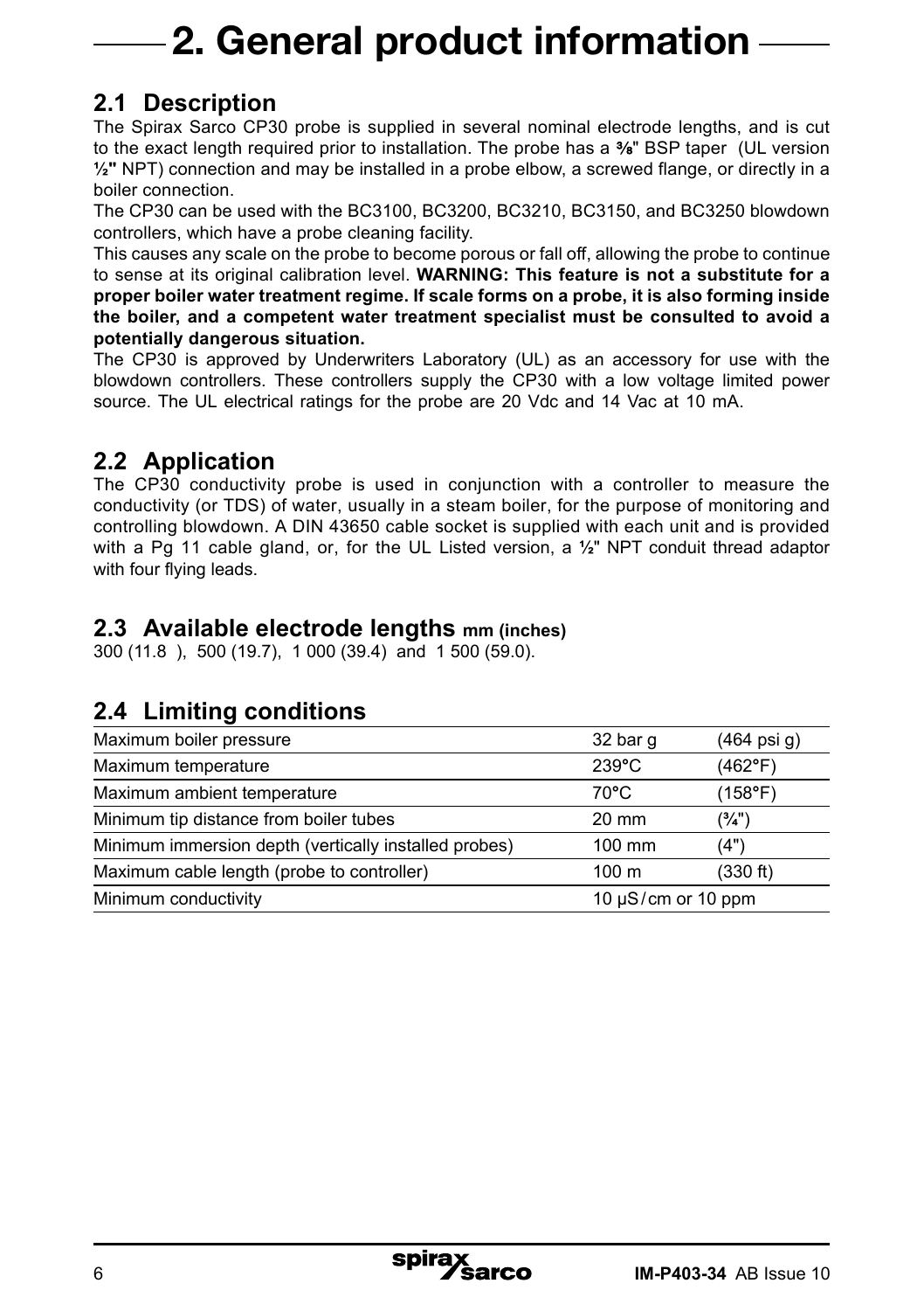# 2. General product information

## 2.1 Description

The Spirax Sarco CP30 probe is supplied in several nominal electrode lengths, and is cut to the exact length required prior to installation. The probe has a **⅜**" BSP taper (UL version **½"** NPT) connection and may be installed in a probe elbow, a screwed flange, or directly in a boiler connection.

The CP30 can be used with the BC3100, BC3200, BC3210, BC3150, and BC3250 blowdown controllers, which have a probe cleaning facility.

This causes any scale on the probe to become porous or fall off, allowing the probe to continue to sense at its original calibration level. **WARNING: This feature is not a substitute for a proper boiler water treatment regime. If scale forms on a probe, it is also forming inside the boiler, and a competent water treatment specialist must be consulted to avoid a potentially dangerous situation.**

The CP30 is approved by Underwriters Laboratory (UL) as an accessory for use with the blowdown controllers. These controllers supply the CP30 with a low voltage limited power source. The UL electrical ratings for the probe are 20 Vdc and 14 Vac at 10 mA.

## 2.2 Application

The CP30 conductivity probe is used in conjunction with a controller to measure the conductivity (or TDS) of water, usually in a steam boiler, for the purpose of monitoring and controlling blowdown. A DIN 43650 cable socket is supplied with each unit and is provided with a Pg 11 cable gland, or, for the UL Listed version, a ½" NPT conduit thread adaptor with four flying leads.

## 2.3 Available electrode lengths mm (inches)

300 (11.8 ), 500 (19.7), 1 000 (39.4) and 1 500 (59.0).

## 2.4 Limiting conditions

| | | |
|---|---|---|
| Maximum boiler pressure | 32 bar g | (464 psi g) |
| Maximum temperature | 239°C | (462°F) |
| Maximum ambient temperature | 70°C | (158°F) |
| Minimum tip distance from boiler tubes | 20 mm | (¾") |
| Minimum immersion depth (vertically installed probes) | 100 mm | (4") |
| Maximum cable length (probe to controller) | 100 m | (330 ft) |
| Minimum conductivity | 10 µS/cm or 10 ppm | |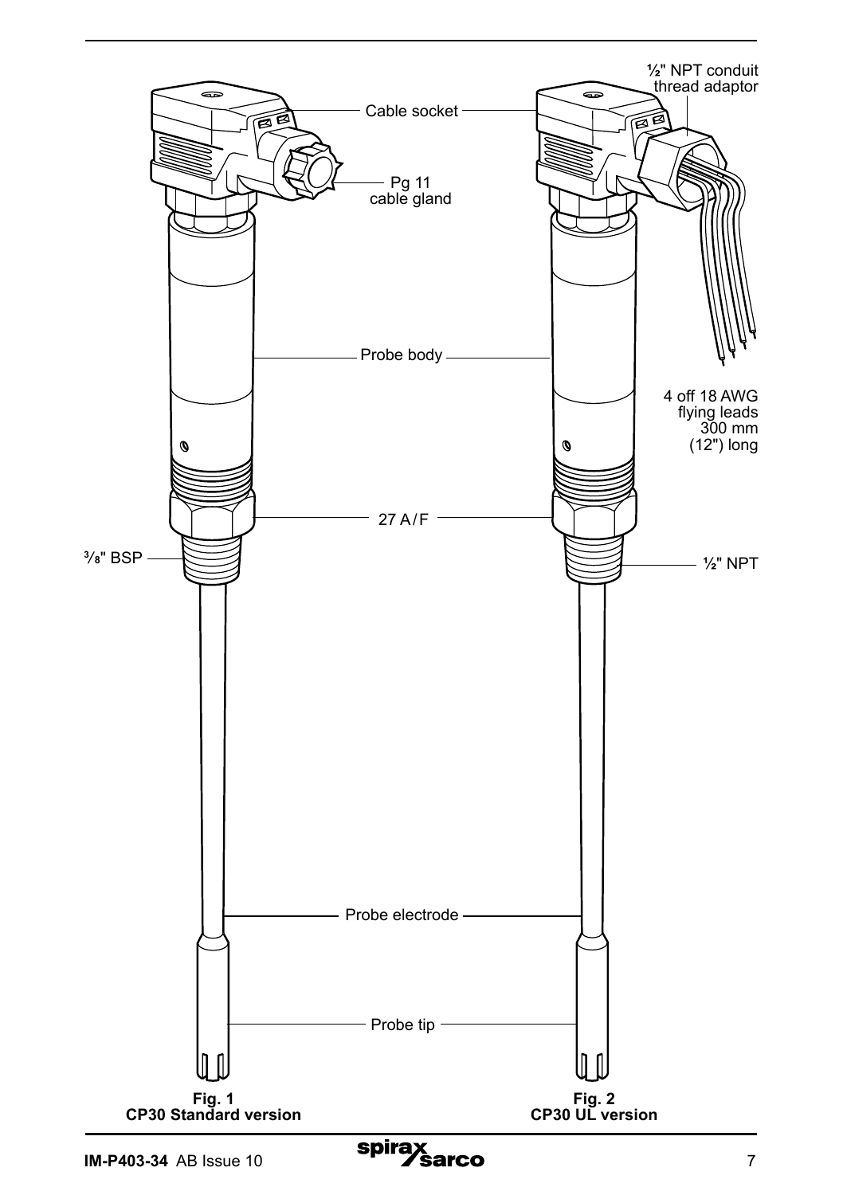Cable socket

Pg 11
cable gland

½" NPT conduit
thread adaptor

Probe body

4 off 18 AWG
flying leads
300 mm
(12") long

27 A/F

⅜" BSP

½" NPT

Probe electrode

Probe tip

**Fig. 1**
**CP30 Standard version**

**Fig. 2**
**CP30 UL version**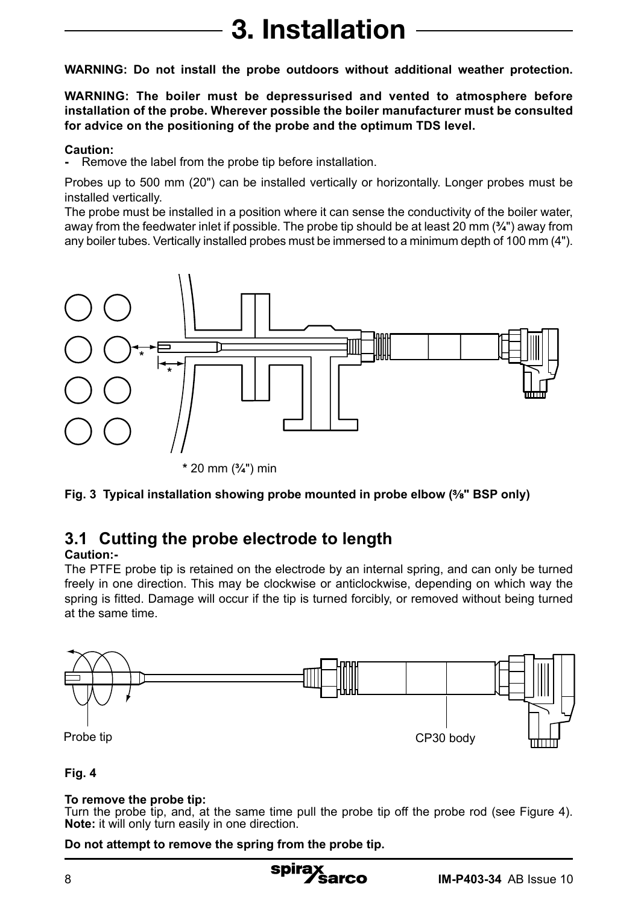# 3. Installation

**WARNING: Do not install the probe outdoors without additional weather protection.**

**WARNING: The boiler must be depressurised and vented to atmosphere before installation of the probe. Wherever possible the boiler manufacturer must be consulted for advice on the positioning of the probe and the optimum TDS level.**

**Caution:**
- Remove the label from the probe tip before installation.

Probes up to 500 mm (20") can be installed vertically or horizontally. Longer probes must be installed vertically.

The probe must be installed in a position where it can sense the conductivity of the boiler water, away from the feedwater inlet if possible. The probe tip should be at least 20 mm (¾") away from any boiler tubes. Vertically installed probes must be immersed to a minimum depth of 100 mm (4").

* 20 mm (¾") min

**Fig. 3 Typical installation showing probe mounted in probe elbow (⅜" BSP only)**

## 3.1 Cutting the probe electrode to length

**Caution:-**

The PTFE probe tip is retained on the electrode by an internal spring, and can only be turned freely in one direction. This may be clockwise or anticlockwise, depending on which way the spring is fitted. Damage will occur if the tip is turned forcibly, or removed without being turned at the same time.

Probe tip

CP30 body

**Fig. 4**

**To remove the probe tip:**

Turn the probe tip, and, at the same time pull the probe tip off the probe rod (see Figure 4).
**Note:** it will only turn easily in one direction.

**Do not attempt to remove the spring from the probe tip.**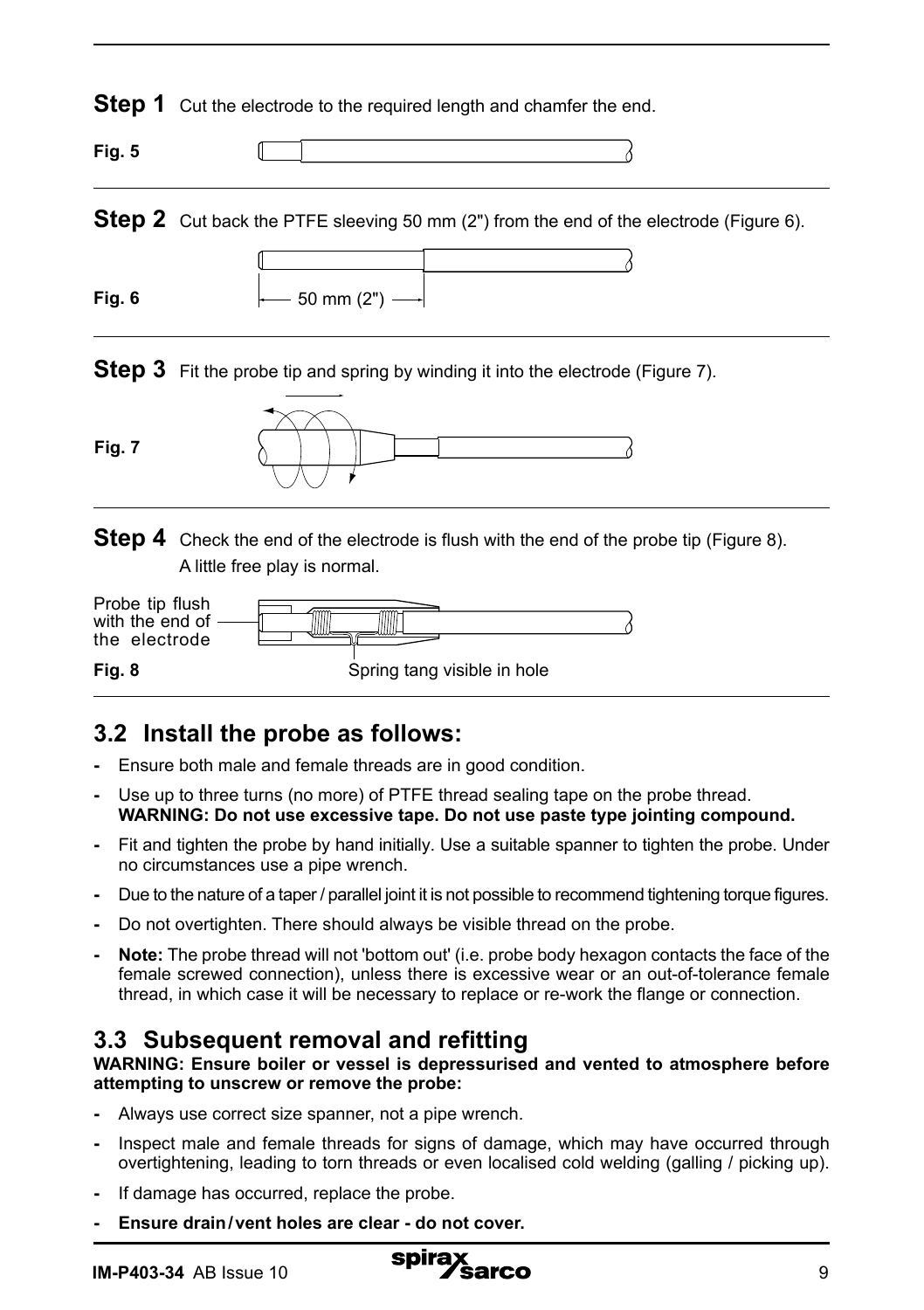**Step 1** Cut the electrode to the required length and chamfer the end.

**Fig. 5**

**Step 2** Cut back the PTFE sleeving 50 mm (2") from the end of the electrode (Figure 6).

50 mm (2")

**Fig. 6**

**Step 3** Fit the probe tip and spring by winding it into the electrode (Figure 7).

**Fig. 7**

**Step 4** Check the end of the electrode is flush with the end of the probe tip (Figure 8).
A little free play is normal.

Probe tip flush with the end of the electrode

Spring tang visible in hole

**Fig. 8**

## 3.2 Install the probe as follows:

- Ensure both male and female threads are in good condition.
- Use up to three turns (no more) of PTFE thread sealing tape on the probe thread.
  **WARNING: Do not use excessive tape. Do not use paste type jointing compound.**
- Fit and tighten the probe by hand initially. Use a suitable spanner to tighten the probe. Under no circumstances use a pipe wrench.
- Due to the nature of a taper / parallel joint it is not possible to recommend tightening torque figures.
- Do not overtighten. There should always be visible thread on the probe.
- **Note:** The probe thread will not 'bottom out' (i.e. probe body hexagon contacts the face of the female screwed connection), unless there is excessive wear or an out-of-tolerance female thread, in which case it will be necessary to replace or re-work the flange or connection.

## 3.3 Subsequent removal and refitting

**WARNING: Ensure boiler or vessel is depressurised and vented to atmosphere before attempting to unscrew or remove the probe:**

- Always use correct size spanner, not a pipe wrench.
- Inspect male and female threads for signs of damage, which may have occurred through overtightening, leading to torn threads or even localised cold welding (galling / picking up).
- If damage has occurred, replace the probe.
- **Ensure drain / vent holes are clear - do not cover.**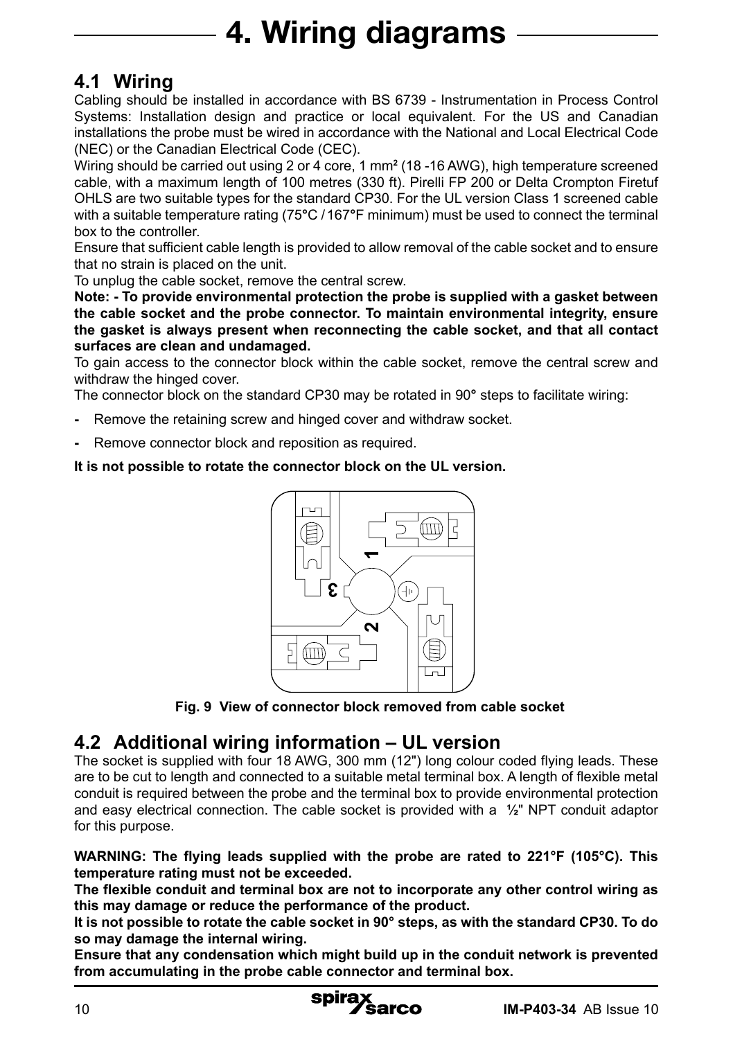# 4. Wiring diagrams

## 4.1 Wiring

Cabling should be installed in accordance with BS 6739 - Instrumentation in Process Control Systems: Installation design and practice or local equivalent. For the US and Canadian installations the probe must be wired in accordance with the National and Local Electrical Code (NEC) or the Canadian Electrical Code (CEC).

Wiring should be carried out using 2 or 4 core, 1 mm² (18 -16 AWG), high temperature screened cable, with a maximum length of 100 metres (330 ft). Pirelli FP 200 or Delta Crompton Firetuf OHLS are two suitable types for the standard CP30. For the UL version Class 1 screened cable with a suitable temperature rating (75°C / 167°F minimum) must be used to connect the terminal box to the controller.

Ensure that sufficient cable length is provided to allow removal of the cable socket and to ensure that no strain is placed on the unit.

To unplug the cable socket, remove the central screw.

**Note: - To provide environmental protection the probe is supplied with a gasket between the cable socket and the probe connector. To maintain environmental integrity, ensure the gasket is always present when reconnecting the cable socket, and that all contact surfaces are clean and undamaged.**

To gain access to the connector block within the cable socket, remove the central screw and withdraw the hinged cover.

The connector block on the standard CP30 may be rotated in 90° steps to facilitate wiring:

- Remove the retaining screw and hinged cover and withdraw socket.
- Remove connector block and reposition as required.

**It is not possible to rotate the connector block on the UL version.**

**Fig. 9 View of connector block removed from cable socket**

## 4.2 Additional wiring information – UL version

The socket is supplied with four 18 AWG, 300 mm (12") long colour coded flying leads. These are to be cut to length and connected to a suitable metal terminal box. A length of flexible metal conduit is required between the probe and the terminal box to provide environmental protection and easy electrical connection. The cable socket is provided with a ½" NPT conduit adaptor for this purpose.

**WARNING: The flying leads supplied with the probe are rated to 221°F (105°C). This temperature rating must not be exceeded.**

**The flexible conduit and terminal box are not to incorporate any other control wiring as this may damage or reduce the performance of the product.**

**It is not possible to rotate the cable socket in 90° steps, as with the standard CP30. To do so may damage the internal wiring.**

**Ensure that any condensation which might build up in the conduit network is prevented from accumulating in the probe cable connector and terminal box.**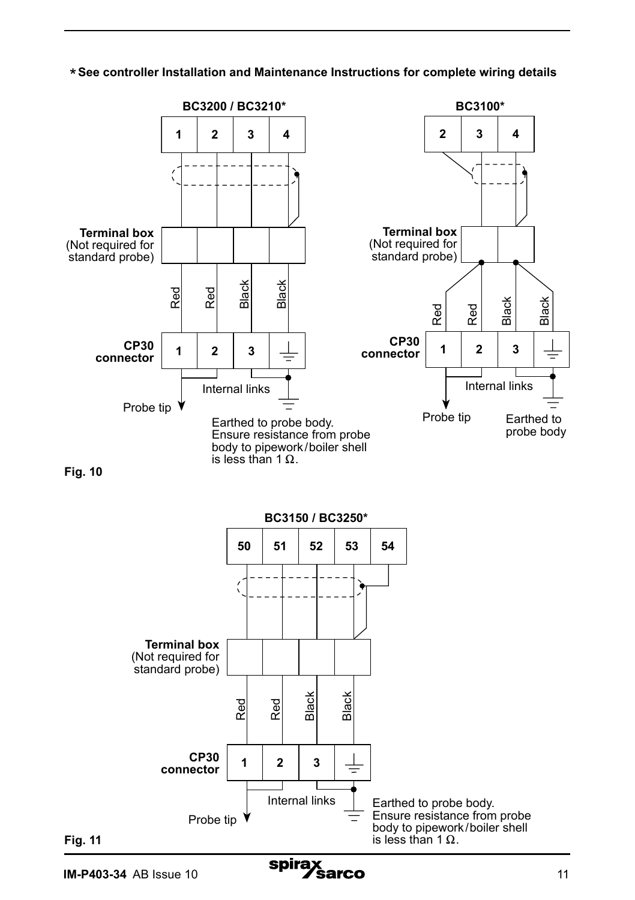**\* See controller Installation and Maintenance Instructions for complete wiring details**

**BC3200 / BC3210\***

| 1 | 2 | 3 | 4 |
|---|---|---|---|

**Terminal box** (Not required for standard probe)

Red, Red, Black, Black

**CP30 connector**

| 1 | 2 | 3 | ⏚ |
|---|---|---|---|

Internal links

Probe tip

Earthed to probe body. Ensure resistance from probe body to pipework/boiler shell is less than 1 Ω.

**BC3100\***

| 2 | 3 | 4 |
|---|---|---|

**Terminal box** (Not required for standard probe)

Red, Red, Black, Black

**CP30 connector**

| 1 | 2 | 3 | ⏚ |
|---|---|---|---|

Internal links

Probe tip

Earthed to probe body

**Fig. 10**

**BC3150 / BC3250\***

| 50 | 51 | 52 | 53 | 54 |
|---|---|---|---|---|

**Terminal box** (Not required for standard probe)

Red, Red, Black, Black

**CP30 connector**

| 1 | 2 | 3 | ⏚ |
|---|---|---|---|

Internal links

Probe tip

Earthed to probe body. Ensure resistance from probe body to pipework/boiler shell is less than 1 Ω.

**Fig. 11**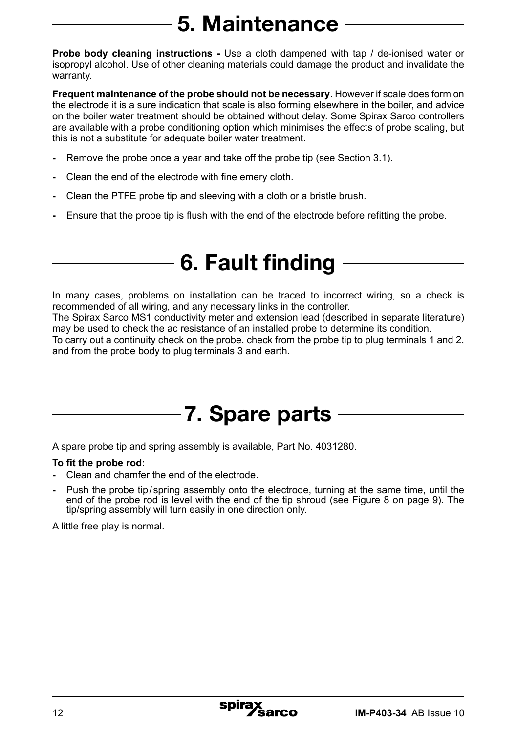# 5. Maintenance

**Probe body cleaning instructions -** Use a cloth dampened with tap / de-ionised water or isopropyl alcohol. Use of other cleaning materials could damage the product and invalidate the warranty.

**Frequent maintenance of the probe should not be necessary**. However if scale does form on the electrode it is a sure indication that scale is also forming elsewhere in the boiler, and advice on the boiler water treatment should be obtained without delay. Some Spirax Sarco controllers are available with a probe conditioning option which minimises the effects of probe scaling, but this is not a substitute for adequate boiler water treatment.

- Remove the probe once a year and take off the probe tip (see Section 3.1).
- Clean the end of the electrode with fine emery cloth.
- Clean the PTFE probe tip and sleeving with a cloth or a bristle brush.
- Ensure that the probe tip is flush with the end of the electrode before refitting the probe.

# 6. Fault finding

In many cases, problems on installation can be traced to incorrect wiring, so a check is recommended of all wiring, and any necessary links in the controller.
The Spirax Sarco MS1 conductivity meter and extension lead (described in separate literature) may be used to check the ac resistance of an installed probe to determine its condition.
To carry out a continuity check on the probe, check from the probe tip to plug terminals 1 and 2, and from the probe body to plug terminals 3 and earth.

# 7. Spare parts

A spare probe tip and spring assembly is available, Part No. 4031280.

**To fit the probe rod:**

- Clean and chamfer the end of the electrode.
- Push the probe tip / spring assembly onto the electrode, turning at the same time, until the end of the probe rod is level with the end of the tip shroud (see Figure 8 on page 9). The tip/spring assembly will turn easily in one direction only.

A little free play is normal.